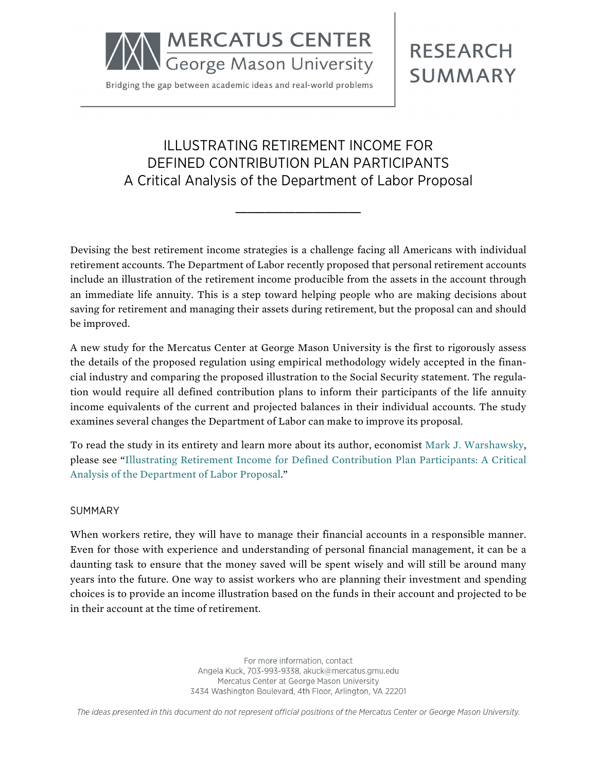MERCATUS CENTER
George Mason University

Bridging the gap between academic ideas and real-world problems

RESEARCH SUMMARY

# ILLUSTRATING RETIREMENT INCOME FOR DEFINED CONTRIBUTION PLAN PARTICIPANTS
## A Critical Analysis of the Department of Labor Proposal

---

Devising the best retirement income strategies is a challenge facing all Americans with individual retirement accounts. The Department of Labor recently proposed that personal retirement accounts include an illustration of the retirement income producible from the assets in the account through an immediate life annuity. This is a step toward helping people who are making decisions about saving for retirement and managing their assets during retirement, but the proposal can and should be improved.

A new study for the Mercatus Center at George Mason University is the first to rigorously assess the details of the proposed regulation using empirical methodology widely accepted in the financial industry and comparing the proposed illustration to the Social Security statement. The regulation would require all defined contribution plans to inform their participants of the life annuity income equivalents of the current and projected balances in their individual accounts. The study examines several changes the Department of Labor can make to improve its proposal.

To read the study in its entirety and learn more about its author, economist Mark J. Warshawsky, please see "Illustrating Retirement Income for Defined Contribution Plan Participants: A Critical Analysis of the Department of Labor Proposal."

## SUMMARY

When workers retire, they will have to manage their financial accounts in a responsible manner. Even for those with experience and understanding of personal financial management, it can be a daunting task to ensure that the money saved will be spent wisely and will still be around many years into the future. One way to assist workers who are planning their investment and spending choices is to provide an income illustration based on the funds in their account and projected to be in their account at the time of retirement.

For more information, contact
Angela Kuck, 703-993-9338, akuck@mercatus.gmu.edu
Mercatus Center at George Mason University
3434 Washington Boulevard, 4th Floor, Arlington, VA 22201

*The ideas presented in this document do not represent official positions of the Mercatus Center or George Mason University.*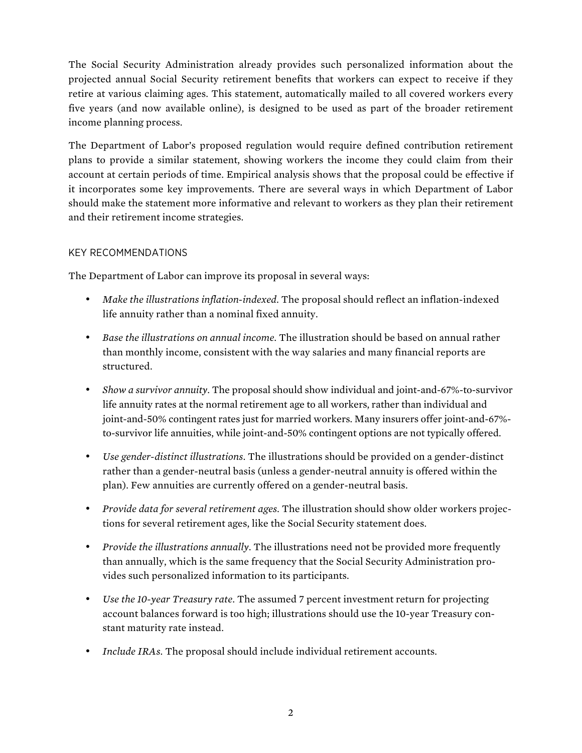The Social Security Administration already provides such personalized information about the projected annual Social Security retirement benefits that workers can expect to receive if they retire at various claiming ages. This statement, automatically mailed to all covered workers every five years (and now available online), is designed to be used as part of the broader retirement income planning process.

The Department of Labor's proposed regulation would require defined contribution retirement plans to provide a similar statement, showing workers the income they could claim from their account at certain periods of time. Empirical analysis shows that the proposal could be effective if it incorporates some key improvements. There are several ways in which Department of Labor should make the statement more informative and relevant to workers as they plan their retirement and their retirement income strategies.

## KEY RECOMMENDATIONS

The Department of Labor can improve its proposal in several ways:

- *Make the illustrations inflation-indexed*. The proposal should reflect an inflation-indexed life annuity rather than a nominal fixed annuity.
- *Base the illustrations on annual income*. The illustration should be based on annual rather than monthly income, consistent with the way salaries and many financial reports are structured.
- *Show a survivor annuity*. The proposal should show individual and joint-and-67%-to-survivor life annuity rates at the normal retirement age to all workers, rather than individual and joint-and-50% contingent rates just for married workers. Many insurers offer joint-and-67%-to-survivor life annuities, while joint-and-50% contingent options are not typically offered.
- *Use gender-distinct illustrations*. The illustrations should be provided on a gender-distinct rather than a gender-neutral basis (unless a gender-neutral annuity is offered within the plan). Few annuities are currently offered on a gender-neutral basis.
- *Provide data for several retirement ages*. The illustration should show older workers projections for several retirement ages, like the Social Security statement does.
- *Provide the illustrations annually*. The illustrations need not be provided more frequently than annually, which is the same frequency that the Social Security Administration provides such personalized information to its participants.
- *Use the 10-year Treasury rate*. The assumed 7 percent investment return for projecting account balances forward is too high; illustrations should use the 10-year Treasury constant maturity rate instead.
- *Include IRAs*. The proposal should include individual retirement accounts.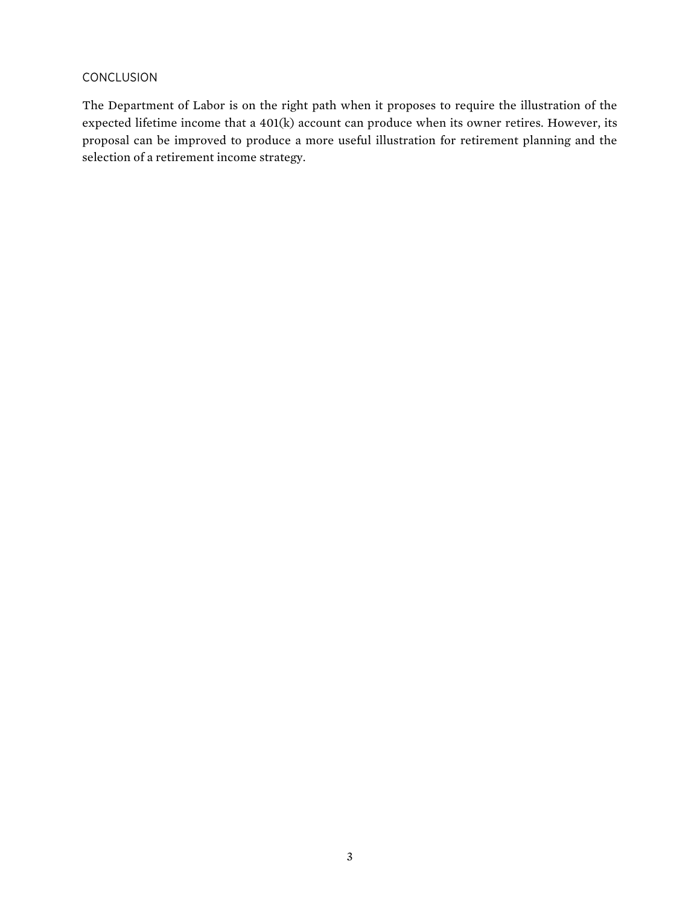## CONCLUSION

The Department of Labor is on the right path when it proposes to require the illustration of the expected lifetime income that a 401(k) account can produce when its owner retires. However, its proposal can be improved to produce a more useful illustration for retirement planning and the selection of a retirement income strategy.